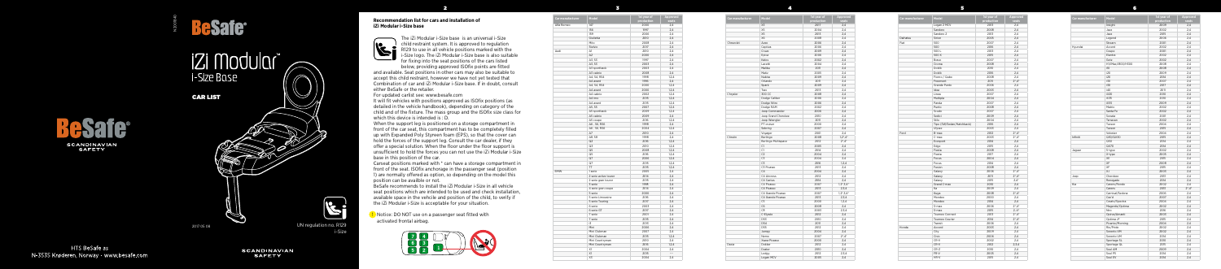# BeSafe®

## iZi Modular™ i-Size Base

CAR LIST

BeSafe® SCANDINAVIAN SAFETY

2017 05 08

UN regulation no. R129 i-Size

HTS BeSafe as
N-3535 Krøderen, Norway · www.besafe.com

SCANDINAVIAN SAFETY

## Recommendation list for cars and installation of iZi Modular i-Size base

The iZi Modular i-Size base is an universal i-Size child restraint system. It is approved to regulation R129 to use in all vehicle positions marked with the i-Size logo. The iZi Modular i-Size base is also suitable for fixing into the seat positions of the cars listed below, providing approved ISOfix points are fitted and available. Seat positions in other cars may also be suitable to accept this child restraint, however we have not yet tested that Combination of car and iZi Modular i-Size base. If in doubt, consult either BeSafe or the retailer.

For updated carlist see: www.besafe.com

It will fit vehicles with positions approved as ISOfix positions (as detailed in the vehicle handbook), depending on category of the child and of the fixture. The mass group and the ISOfix size class for which this device is intended is : D.

When the support leg is positioned on a storage compartment in front of the car seat, this compartment has to be completely filled up with Expanded Poly Styreen foam (EPS), so that the cover can hold the forces of the support leg. Consult the car dealer, if they offer a special solution. When the floor under the floor support is unsufficient to hold the forces you can not use the iZi Modular i-Size base in this position of the car.

Carseat positions marked with * can have a storage compartment in front of the seat. ISOfix anchorage in the passenger seat (position 1) are normally offered as option, so depending on the model this position can be availble or not.

BeSafe recommends to install the iZi Modular i-Size in all vehicle seat positions which are intended to be used and check installation, available space in the vehicle and position of the child, to verify if the iZi Modular i-Size is acceptable for your situation.

! Notice: DO NOT use on a passenger seat fitted with activated frontal airbag.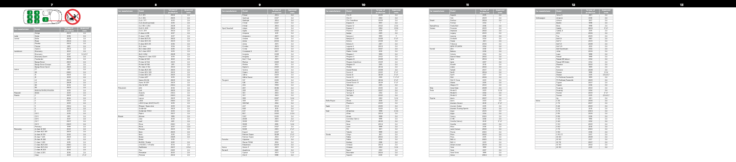| Car manufacturer | Model | 1st year of production | Approved seats |
|---|---|---|---|
| | Tempo | 2009 | 1/2/3 |
| Lada | Kalina | 2019 | 2,4 |
| Lancia | Delta | 2008 | 2,4 |
| | Musa | 2004 | 2,4 |
| | Phedra | 2002 | 2,4 |
| | Thema | 2011 | 2,4 |
| | Ypsilon | 2003 | 2,4 |
| Land Rover | Discovery | 2002 | 2,4 |
| | Discovery | 2017 | 1,2,4,5,7 |
| | Discovery Sport | 2014 | 2,4 |
| | Freelander | 2006 | 2,4 |
| | Range Rover | 2002 | 2,4 |
| | Range Rover Evoque | 2011 | 2,4 |
| | Range Rover Sport | 2005 | 2,4 |
| Lexus | CT | 2011 | 2,4 |
| | ES | 2012 | 2,4 |
| | GS | 2004 | 2,4 |
| | IS | 2005 | 2,4 |
| | LS | 2006 | 2,4 |
| | LX | 2008 | 2,4 |
| | NX | 2014 | 2,4 |
| | RX | 2003 | 2,4 |
| | RX200t/RX350/RX450h | 2015 | 2,4 |
| Maserati | Ghibli | 2013 | 2,4 |
| Mazda | 2 | 2003 | 2,4 |
| | 2 | 2014 | 2,4 |
| | 3 | 2003 | 2,4 |
| | 5 | 2005 | 2,4 |
| | 6 | 2003 | 2,4 |
| | 6 | 2012 | 2,4 |
| | CX-3 | 2015 | 2,4 |
| | CX-5 | 2011 | 2,4 |
| | CX-5 | 2017 | 2,4 |
| | CX-7 | 2007 | 2,4 |
| | CX-9 | 2009 | 2,4 |
| | Premacy | 1999 | 2,4 |
| Mercedes | A class W 168 | 1997 | 2,4 |
| | A class W176 | 2012 | 2,4 |
| | B class W245 | 2005 | 2,4 |
| | B class W 246 | 2011 | 2,4 |
| | C class W 204 | 2007 | 2,4 |
| | C class W 205 | 2014 | 2,4 |
| | Citan | 2013 | 2,4 |

| Car manufacturer | Model | 1st year of production | Approved seats |
|---|---|---|---|
| | CL C 203 | 2001 | 2,4 |
| | CL C 215 | 2005 | 2,4 |
| | CLA C 117 | 2013 | 2,4 |
| | CLA shooting break | 2015 | 2,4 |
| | CLC (W)C 203 | 2008 | 2,4 |
| | CLK C 209 | 2002 | 2,4 |
| | CLS C 219 | 2004 | 2,4 |
| | E class C 218 | 2011 | 2,4 |
| | E class C 238 | 2017 | 2,4 |
| | E class W/S 211 | 2002 | 2,4 |
| | E class W/S 212 | 2009 | 2,4 |
| | E class W/S 213 | 2016 | 2,4 |
| | GL X 164 | 2006 | 2,4 |
| | GLC class C253 | 2016 | 2,4 |
| | GLC class X253 | 2015 | 2,4 |
| | GLK X 204 | 2008 | 2,4 |
| | Maybach S class X222 | 2015 | 2,4 |
| | ML class W 163 | 1998 | 2,4 |
| | ML class W 164 | 2005 | 2,4 |
| | ML class W 166 | 2011 | 2,4 |
| | ML class X 167 | 2006 | 2,4 |
| | R class W/V 251 | 2006 | 2,4 |
| | S class W/V 220 | 2002 | 2,4 |
| | S class W/V 221 | 2005 | 2,4 |
| | S class S222 | 2013 | 2,4 |
| | Sprinter W 235 | 2006 | 2,4 |
| | Vito W 639 | 2003 | 2,4 |
| | Vito W 447 | 2014 | 2,4 |
| Mitsubishi | ASX | 2010 | 2,4 |
| | Colt | 2004 | 2,4 |
| | Grandis | 2003 | 2,4 |
| | i-MiEV | 2010 | 2,4 |
| | Lancer | 2008 | 2,4 |
| | L200 | 2006 | 2,4 |
| | L200 (Triton, SPORTERO) | 2015 | 2,4 |
| | Mirage / Space Star | 2013 | 2,4 |
| | Outlander | 2003 | 2,4 |
| | Outlander PHEV | 2013 | 2,4 |
| | Pajero | 2007 | 2,4 |
| Nissan | Almera | 1995 | 2,4 |
| | Juke | 2010 | 2,4 |
| | Leaf | 2011 | 2,4 |
| | Micra | 2003 | 2,4 |
| | Micra | 2017 | 1,2,4 |
| | Murano | 2004 | 2,4 |
| | Note | 2006 | 2,4 |
| | Note | 2013 | 2,4 |
| | Navara | 2005 | 2,4 |
| | Navara | 2015 | 2,4 |
| | NV200 / Evalia | 2009 | 2,4 |
| | e-NV200 / e-Evalia | 2014 | 2,4 |
| | Pathfinder | 2005 | 2,3,4 |
| | Pixo | 2009 | 2,4 |
| | Primastar | 2003 | 2,4 |
| | Primera | 2002 | 2,4 |

| Car manufacturer | Model | 1st year of production | Approved seats |
|---|---|---|---|
| | Pulsar | 2014 | 2,4 |
| | Qashqai | 2007 | 2,4 |
| | Qashqai | 2014 | 2,4 |
| | X-trail | 2007 | 2,4 |
| | X-trail | 2014 | 2,4 |
| Opel/Vauxhall | Adam | 2013 | 2,4 |
| | Agila | 2000 | 2,4 |
| | Ampera | 2012 | 2,4 |
| | Ampera-e | 2017 | 2,4 |
| | Antara | 2006 | 2,4 |
| | Astra | 2004 | 2,4 |
| | Astra | 2015 | 2,4 |
| | Combo | 2001 | 2,4 |
| | Corsa | 2003 | 2,4 |
| | Crossland X | 2017 | 2,4 |
| | Frontera | 1998 | 2,4 |
| | Insignia | 2008 | 2,4 |
| | Insignia | 2017 | 2,4 |
| | Karl / Viva | 2015 | 2,4 |
| | Meriva | 2003 | 2,4 |
| | Mokka | 2012 | 2,4 |
| | Signum | 2003 | 2,4 |
| | Vectra | 2002 | 2,4 |
| | Vivaro | 2001 | 2,4 |
| | Zafira | 2005 | 2,4 |
| | Zafira Tourer | 2011 | 2,4 |
| Peugeot | 107 | 2005 | 2,4 |
| | 108 | 2014 | 2,4 |
| | 206 | 1998 | 2,4 |
| | 207 | 2006 | 2,4 |
| | 208 | 2012 | 2,4 |
| | 307 | 2001 | 2,4 |
| | 308 | 2007 | 1,2,4 |
| | 308 | 2013 | 2,4 |
| | 308 SW | 2014 | 2,4 |
| | 4 0 7 | 2004 | 2,4 |
| | 508 | 2011 | 2,4 |
| | 607 | 2000 | 2,4 |
| | 807 | 2002 | 2,3,4 |
| | 1007 | 2005 | 2,4 |
| | 2008 | 2013 | 2,4 |
| | 3008 | 2010 | 2*,4* |
| | 3008 | 2016 | 1,2,4 |
| | 4007 | 2007 | 2,4 |
| | 5008 | 2010 | 2*,4* |
| | Expert | 2007 | 2,4 |
| | Partner Tepee | 2008 | 2*,4* |
| | Partner Tepee | 2012 | 2*,4* |
| Porsche | Cayenne | 2002 | 2,4 |
| | Macan | 2014 | 2,4 |
| | Panamera | 2009 | 2,4 |
| Qoros | Qoros 3 | 2013 | 2,4 |
| Renault | Avantime | 2001 | 2,4 |
| | Captur | 2013 | 1,2,4 |
| | Clio II | 1998 | 2,4 |

| Car manufacturer | Model | 1st year of production | Approved seats |
|---|---|---|---|
| | Clio III | 2005 | 2,4 |
| | Clio IV | 2012 | 2,4 |
| | Clio Grandtour | 2008 | 2,4 |
| | Espace III | 1997 | 2,4 |
| | Espace IV | 2002 | 2,3,4 |
| | Espace V | 2014 | 2,3,4 |
| | Fluence | 2010 | 2,4 |
| | Kadjar | 2015 | 2,4 |
| | Kangoo I | 1998 | 2 |
| | Kangoo II | 2008 | 2*,4* |
| | Koleos | 2008 | 2,4 |
| | Koleos II | 2017 | 2,4 |
| | Laguna II | 2001 | 2,4 |
| | Laguna III | 2007 | 2,4 |
| | Latitude | 2011 | 2,4 |
| | Master Combi | 2011 | 2,4 |
| | Megane II | 1999 | 2,4 |
| | Megane II | 2003 | 2,4 |
| | Megane III | 2008 | 2,4 |
| | Megane Grandtour | 2009 | 2,4 |
| | Megane IV | 2016 | 2,4 |
| | Modus | 2004 | 2,4 |
| | Grand Modus | 2008 | 2,4 |
| | Scenic II | 2003 | 2,4 |
| | Scenic III | 2009 | 2*,4* |
| | Scenic IV | 2016 | 1, 2*,4* |
| | Grand Scenic II | 2004 | 2*,4* |
| | Grand Scenic III | 2009 | 2*,4* |
| | Talisman | 2015 | 2,4 |
| | Twingo II | 2008 | 2,4 |
| | Twingo III | 2014 | 2,4 |
| | Vel Satis | 2002 | 2,4 |
| | Zoe | 2013 | 1,2,4 |
| Rolls Royce | Ghost | 2010 | 2,4 |
| | Phantom | 2003 | 2,4 |
| Saab | 9-3 | 2003 | 2,4 |
| | 9-5 | 2005 | 2,4 |
| Seat | Alhambra | 1998 | 2,3,4 |
| | Alhambra | 2010 | 2,4 |
| | Altea | 2004 | 2,4 |
| | Arona | 2017 | 1,2,4 |
| | Cordoba (Vario) | 1998 | 2,4 |
| | Exeo | 2009 | 2,4 |
| | Ibiza | 2003 | 2,4 |
| | Leon | 1998 | 2,4 |
| | Mii | 2011 | 2,4 |
| | Toledo | 1998 | 2,4 |
| Skoda | Citigo | 2011 | 2,4 |
| | Fabia | 2000 | 2,4 |
| | Fabia | 2014 | 2,4 |
| | Kodiaq | 2016 | 2,4 |
| | Octavia | 2004 | 2,4 |
| | Octavia | 2013 | 1,2,4 |
| | Rapid | 2012 | 2,4 |
| | Roomster | 2006 | 2,4 |
| | Superb | 2008 | 2,4 |

| Car manufacturer | Model | 1st year of production | Approved seats |
|---|---|---|---|
| | Superb | 2015 | 2,4 |
| | Yeti | 2009 | 2,4 |
| Smart | Forfour | 2004 | 2,4 |
| | Forfour | 2014 | 2,4 |
| Ssangyong | Tivoli/XLV | 2016 | 2,4 |
| Subaru | Forester | 2003 | 2,4 |
| | Impreza | 2000 | 2,4 |
| | Legacy | 2004 | 2,4 |
| | Levorg | 2016 | 2,4 |
| | Outback | 2004 | 2,4 |
| | Tribeca | 2005 | 2,4 |
| | WRX STI/WRX | 2014 | 2,4 |
| Suzuki | Alto | 2009 | 2,4 |
| | Baleno | 2016 | 2,4 |
| | Celerio | 2015 | 2,4 |
| | Grand Vitara | 2005 | 2,4 |
| | Ignis | 2016 | 2,4 |
| | Ignis | 2017 | 2,4 |
| | Kizashi | 2010 | 2,4 |
| | Liana | 2004 | 2,4 |
| | Splash | 2007 | 2,4 |
| | Swift | 2004 | 2,4 |
| | Swift | 2017 | 2,4 |
| | SX4 | 2006 | 2,4 |
| | SX4 S-Cross | 2013 | 2,4 |
| | Vitara | 2015 | 2,4 |
| | Wagon R+ | 2000 | 2,4 |
| Tata | Indigo Marina | 2008 | 2,4 |
| Tesla | Model S | 2013 | 2,3,4 |
| | Model X | 2016 | 2,4 |
| | Model 3 | 2019 | 2,4 |
| Toyota | Auris | 2006 | 2,4 |
| | Auris | 2013 | 2,4 |
| | Avensis (Verso) | 2000 | 2*,4* |
| | Avensis Sedan | 2001 | 2,4 |
| | Avensis Touring Sports | 2015 | 2,4 |
| | Aygo | 2005 | 2,4 |
| | Aygo | 2014 | 2,4 |
| | Camry | 2019 | 2,4 |
| | C-HR | 2016 | 2,4 |
| | Corolla (Verso) | 2004 | 2*,4* |
| | Corolla | 2019 | 2,4 |
| | Highlander | 2010 | 2,4 |
| | Land Cruiser | 2003 | 2,4 |
| | Prius | 2003 | 2,4 |
| | Prius | 2016 | 2,4 |
| | Prius+ | 2012 | 2,4 |
| | Rav 4 | 2000 | 2,4 |
| | Rav 4 | 2013 | 2,4 |
| | Sienna/Previa | 2009 | 2,4 |
| | Yaris | 2007 | 2,4 |
| | Yaris | 2011 | 2,4 |
| | Yaris Verso | 1999 | 2,4 |
| | Verso | 2004 | 2,4 |

| Car manufacturer | Model | 1st year of production | Approved seats |
|---|---|---|---|
| | Verso S | 2011 | 2,4 |
| Volkswagen | Amarok | 2010 | 2,4 |
| | Arteon | 2017 | 2,4 |
| | Beetle | 1998 | 2,4 |
| | Bora | 1998 | 2,4 |
| | Caddy | 2003 | 2*,4* |
| | Caddy Maxi | 2007 | 2,4 |
| | CC | 2010 | 2,4 |
| | Eos | 2006 | 2,4 |
| | Golf IV | 1997 | 2,4 |
| | Golf V | 2003 | 2,4 |
| | Golf VI | 2008 | 2,4 |
| | Golf VII | 2012 | 2,4 |
| | Golf Sportsvan | 2014 | 2,4 |
| | Jetta | 2006 | 2,4 |
| | Lupo | 1998 | 2,4 |
| | Passat | 1998 | 2,4 |
| | Passat B8 Saloon | 2014 | 2,4 |
| | Passat B8 Estate | 2014 | 2,4 |
| | Phaeton | 2002 | 2,4 |
| | Polo | 1999 | 2,4 |
| | Scirocco | 2008 | 2,4 |
| | Sharan | 1995 | 2,3,4 |
| | Sharan | 2011 | 2,3,4,5,7 |
| | T4 Multivan/Caravelle | 1999 | 2,4 |
| | T5 Multivan/Caravelle | 2003 | 2,4 |
| | Tiguan | 2007 | 2,4 |
| | Tiguan | 2016 | 2,4 |
| | Touareg | 2003 | 2,4 |
| | Touareg | 2014 | 2,4 |
| | Touran | 2003 | 2*,4* |
| | Touran | 2015 | 2,3,4,5,7 |
| | Up | 2011 | 2,4 |
| Volvo | C 30 | 2006 | 2,4 |
| | C 70 | 2007 | 2,4 |
| | S 40 | 2003 | 2,4 |
| | S 60 | 2019 | 2,4 |
| | S 70 | 2000 | 2,4 |
| | S 80 | 2006 | 2,4 |
| | S 90 | 2016 | 2,4 |
| | V 40 | 1996 | 2,4 |
| | V 40 | 2012 | 2,4 |
| | V 50 | 2004 | 2,4 |
| | V 60 | 2011 | 2,4 |
| | V 70 | 2000 | 2,4 |
| | V 90 | 2016 | 2,4 |
| | V 90 CC | 2017 | 2,4 |
| | XC 60 | 2008 | 2,4 |
| | XC 60 | 2017 | 2,4 |
| | XC 70 | 2007 | 2,4 |
| | XC 90 | 2003 | 2,4 |
| | XC 90 | 2015 | 2,4 |